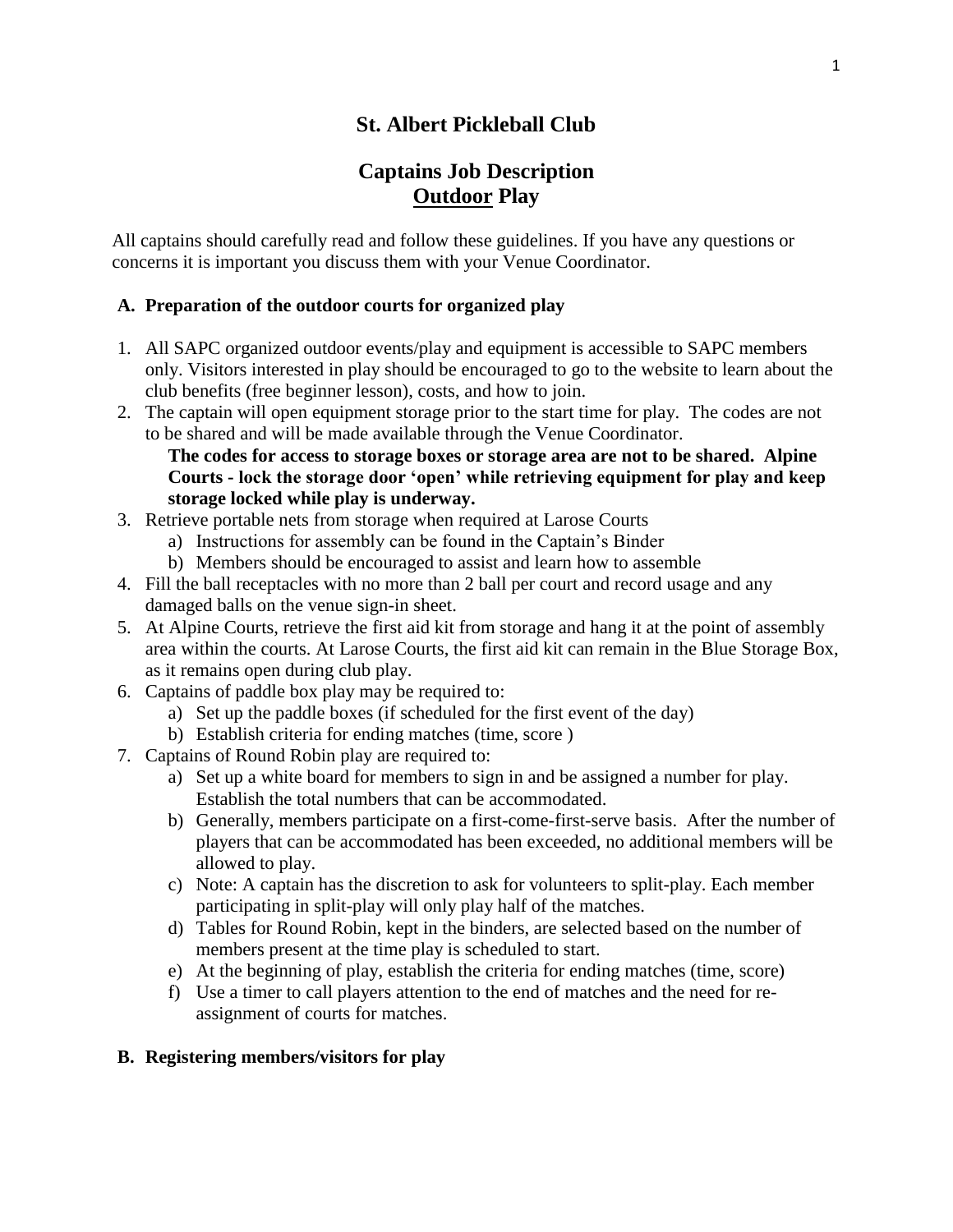# St. Albert Pickleball Club

## Captains Job Description
## <u>Outdoor</u> Play

All captains should carefully read and follow these guidelines. If you have any questions or concerns it is important you discuss them with your Venue Coordinator.

### A. Preparation of the outdoor courts for organized play

1. All SAPC organized outdoor events/play and equipment is accessible to SAPC members only. Visitors interested in play should be encouraged to go to the website to learn about the club benefits (free beginner lesson), costs, and how to join.
2. The captain will open equipment storage prior to the start time for play. The codes are not to be shared and will be made available through the Venue Coordinator.
   **The codes for access to storage boxes or storage area are not to be shared. Alpine Courts - lock the storage door 'open' while retrieving equipment for play and keep storage locked while play is underway.**
3. Retrieve portable nets from storage when required at Larose Courts
   a) Instructions for assembly can be found in the Captain's Binder
   b) Members should be encouraged to assist and learn how to assemble
4. Fill the ball receptacles with no more than 2 ball per court and record usage and any damaged balls on the venue sign-in sheet.
5. At Alpine Courts, retrieve the first aid kit from storage and hang it at the point of assembly area within the courts. At Larose Courts, the first aid kit can remain in the Blue Storage Box, as it remains open during club play.
6. Captains of paddle box play may be required to:
   a) Set up the paddle boxes (if scheduled for the first event of the day)
   b) Establish criteria for ending matches (time, score )
7. Captains of Round Robin play are required to:
   a) Set up a white board for members to sign in and be assigned a number for play. Establish the total numbers that can be accommodated.
   b) Generally, members participate on a first-come-first-serve basis. After the number of players that can be accommodated has been exceeded, no additional members will be allowed to play.
   c) Note: A captain has the discretion to ask for volunteers to split-play. Each member participating in split-play will only play half of the matches.
   d) Tables for Round Robin, kept in the binders, are selected based on the number of members present at the time play is scheduled to start.
   e) At the beginning of play, establish the criteria for ending matches (time, score)
   f) Use a timer to call players attention to the end of matches and the need for re-assignment of courts for matches.

### B. Registering members/visitors for play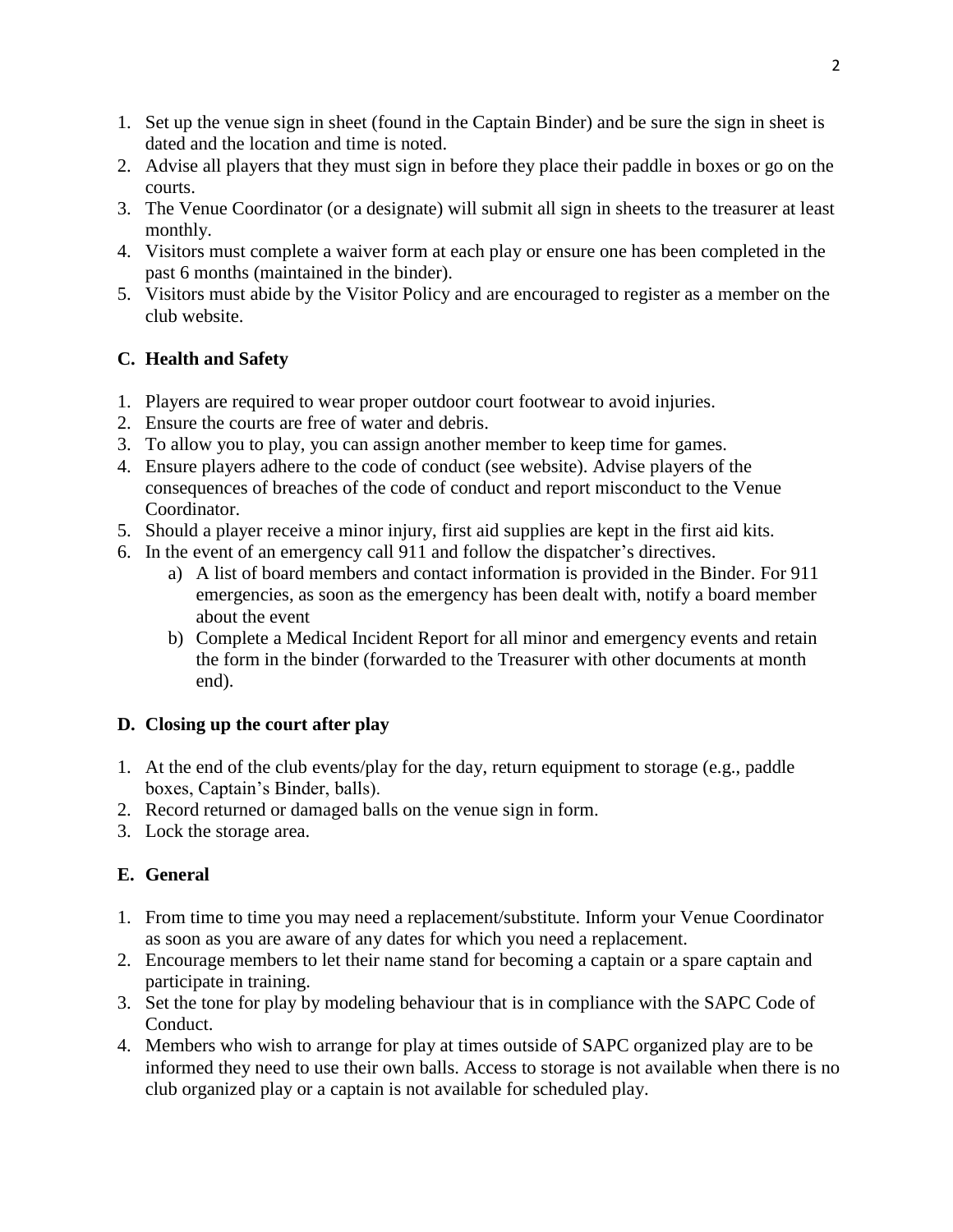1. Set up the venue sign in sheet (found in the Captain Binder) and be sure the sign in sheet is dated and the location and time is noted.
2. Advise all players that they must sign in before they place their paddle in boxes or go on the courts.
3. The Venue Coordinator (or a designate) will submit all sign in sheets to the treasurer at least monthly.
4. Visitors must complete a waiver form at each play or ensure one has been completed in the past 6 months (maintained in the binder).
5. Visitors must abide by the Visitor Policy and are encouraged to register as a member on the club website.

### C. Health and Safety

1. Players are required to wear proper outdoor court footwear to avoid injuries.
2. Ensure the courts are free of water and debris.
3. To allow you to play, you can assign another member to keep time for games.
4. Ensure players adhere to the code of conduct (see website). Advise players of the consequences of breaches of the code of conduct and report misconduct to the Venue Coordinator.
5. Should a player receive a minor injury, first aid supplies are kept in the first aid kits.
6. In the event of an emergency call 911 and follow the dispatcher's directives.
   a) A list of board members and contact information is provided in the Binder. For 911 emergencies, as soon as the emergency has been dealt with, notify a board member about the event
   b) Complete a Medical Incident Report for all minor and emergency events and retain the form in the binder (forwarded to the Treasurer with other documents at month end).

### D. Closing up the court after play

1. At the end of the club events/play for the day, return equipment to storage (e.g., paddle boxes, Captain's Binder, balls).
2. Record returned or damaged balls on the venue sign in form.
3. Lock the storage area.

### E. General

1. From time to time you may need a replacement/substitute. Inform your Venue Coordinator as soon as you are aware of any dates for which you need a replacement.
2. Encourage members to let their name stand for becoming a captain or a spare captain and participate in training.
3. Set the tone for play by modeling behaviour that is in compliance with the SAPC Code of Conduct.
4. Members who wish to arrange for play at times outside of SAPC organized play are to be informed they need to use their own balls. Access to storage is not available when there is no club organized play or a captain is not available for scheduled play.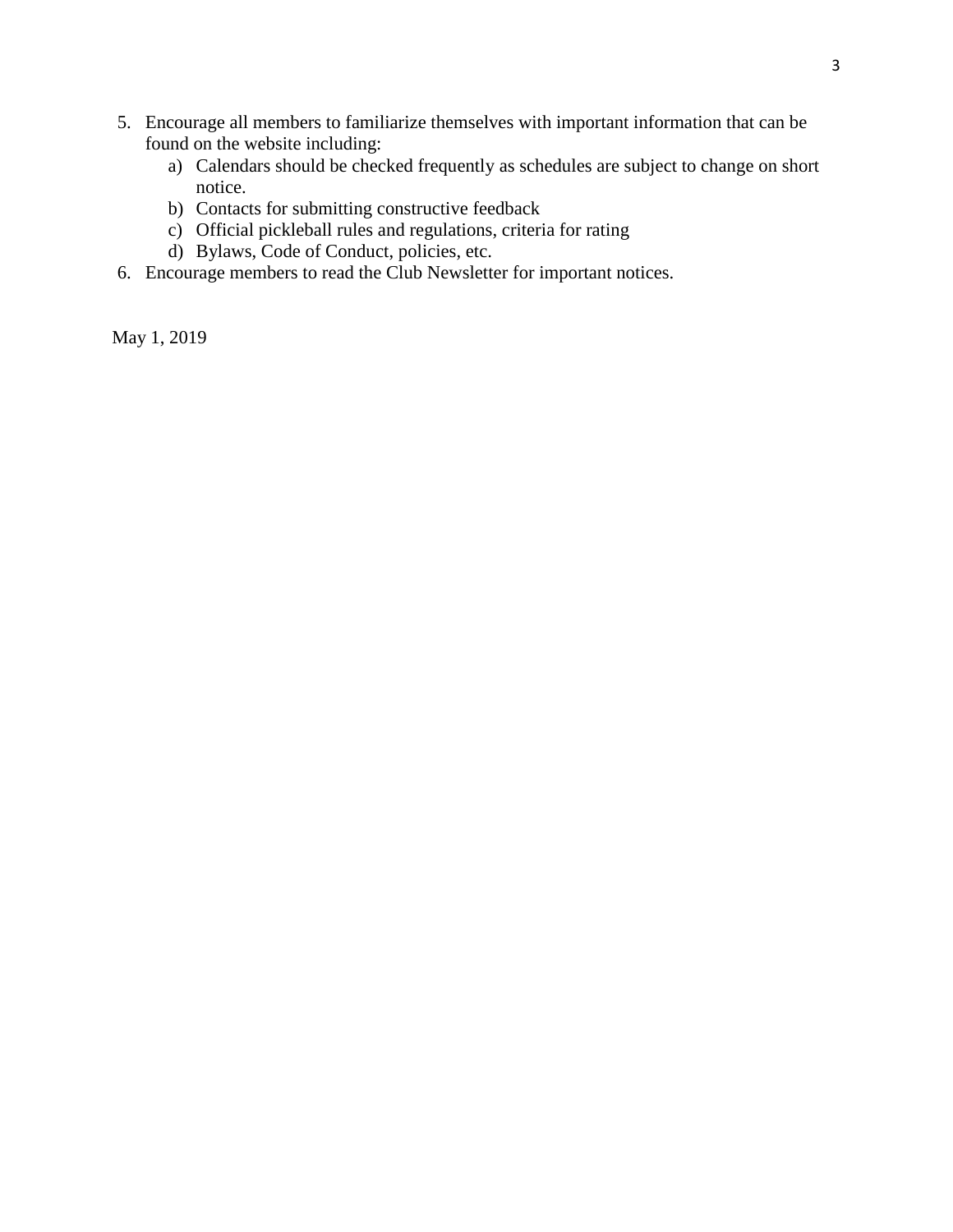5. Encourage all members to familiarize themselves with important information that can be found on the website including:
   a) Calendars should be checked frequently as schedules are subject to change on short notice.
   b) Contacts for submitting constructive feedback
   c) Official pickleball rules and regulations, criteria for rating
   d) Bylaws, Code of Conduct, policies, etc.
6. Encourage members to read the Club Newsletter for important notices.

May 1, 2019